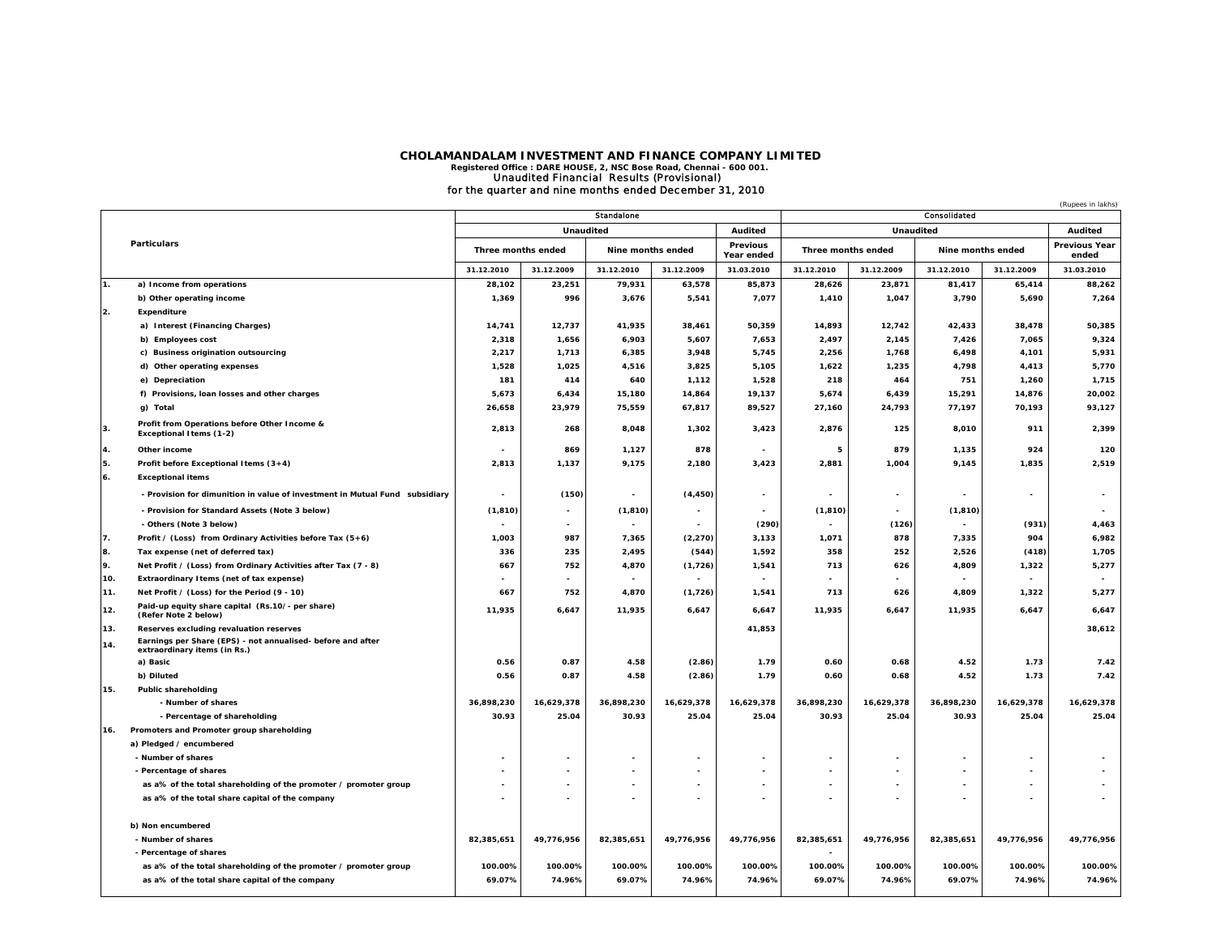# CHOLAMANDALAM INVESTMENT AND FINANCE COMPANY LIMITED

**Registered Office : DARE HOUSE, 2, NSC Bose Road, Chennai - 600 001.**

Unaudited Financial Results (Provisional)

for the quarter and nine months ended December 31, 2010

(Rupees in lakhs)

| | Particulars | Standalone | | | | | Consolidated | | | | |
|---|---|---|---|---|---|---|---|---|---|---|---|
| | | Unaudited | | | | Audited | Unaudited | | | | Audited |
| | | Three months ended | | Nine months ended | | Previous Year ended | Three months ended | | Nine months ended | | Previous Year ended |
| | | 31.12.2010 | 31.12.2009 | 31.12.2010 | 31.12.2009 | 31.03.2010 | 31.12.2010 | 31.12.2009 | 31.12.2010 | 31.12.2009 | 31.03.2010 |
| 1. | a) Income from operations | 28,102 | 23,251 | 79,931 | 63,578 | 85,873 | 28,626 | 23,871 | 81,417 | 65,414 | 88,262 |
| | b) Other operating income | 1,369 | 996 | 3,676 | 5,541 | 7,077 | 1,410 | 1,047 | 3,790 | 5,690 | 7,264 |
| 2. | Expenditure | | | | | | | | | | |
| | a) Interest (Financing Charges) | 14,741 | 12,737 | 41,935 | 38,461 | 50,359 | 14,893 | 12,742 | 42,433 | 38,478 | 50,385 |
| | b) Employees cost | 2,318 | 1,656 | 6,903 | 5,607 | 7,653 | 2,497 | 2,145 | 7,426 | 7,065 | 9,324 |
| | c) Business origination outsourcing | 2,217 | 1,713 | 6,385 | 3,948 | 5,745 | 2,256 | 1,768 | 6,498 | 4,101 | 5,931 |
| | d) Other operating expenses | 1,528 | 1,025 | 4,516 | 3,825 | 5,105 | 1,622 | 1,235 | 4,798 | 4,413 | 5,770 |
| | e) Depreciation | 181 | 414 | 640 | 1,112 | 1,528 | 218 | 464 | 751 | 1,260 | 1,715 |
| | f) Provisions, loan losses and other charges | 5,673 | 6,434 | 15,180 | 14,864 | 19,137 | 5,674 | 6,439 | 15,291 | 14,876 | 20,002 |
| | g) Total | 26,658 | 23,979 | 75,559 | 67,817 | 89,527 | 27,160 | 24,793 | 77,197 | 70,193 | 93,127 |
| 3. | Profit from Operations before Other Income & Exceptional Items (1-2) | 2,813 | 268 | 8,048 | 1,302 | 3,423 | 2,876 | 125 | 8,010 | 911 | 2,399 |
| 4. | Other income | - | 869 | 1,127 | 878 | - | 5 | 879 | 1,135 | 924 | 120 |
| 5. | Profit before Exceptional Items (3+4) | 2,813 | 1,137 | 9,175 | 2,180 | 3,423 | 2,881 | 1,004 | 9,145 | 1,835 | 2,519 |
| 6. | Exceptional items | | | | | | | | | | |
| | - Provision for dimunition in value of investment in Mutual Fund subsidiary | - | (150) | - | (4,450) | - | - | - | - | - | - |
| | - Provision for Standard Assets (Note 3 below) | (1,810) | - | (1,810) | - | - | (1,810) | - | (1,810) | | - |
| | - Others (Note 3 below) | - | - | - | - | (290) | - | (126) | - | (931) | 4,463 |
| 7. | Profit / (Loss) from Ordinary Activities before Tax (5+6) | 1,003 | 987 | 7,365 | (2,270) | 3,133 | 1,071 | 878 | 7,335 | 904 | 6,982 |
| 8. | Tax expense (net of deferred tax) | 336 | 235 | 2,495 | (544) | 1,592 | 358 | 252 | 2,526 | (418) | 1,705 |
| 9. | Net Profit / (Loss) from Ordinary Activities after Tax (7 - 8) | 667 | 752 | 4,870 | (1,726) | 1,541 | 713 | 626 | 4,809 | 1,322 | 5,277 |
| 10. | Extraordinary Items (net of tax expense) | - | - | - | - | - | - | - | - | - | - |
| 11. | Net Profit / (Loss) for the Period (9 - 10) | 667 | 752 | 4,870 | (1,726) | 1,541 | 713 | 626 | 4,809 | 1,322 | 5,277 |
| 12. | Paid-up equity share capital (Rs.10/- per share) (Refer Note 2 below) | 11,935 | 6,647 | 11,935 | 6,647 | 6,647 | 11,935 | 6,647 | 11,935 | 6,647 | 6,647 |
| 13. | Reserves excluding revaluation reserves | | | | | 41,853 | | | | | 38,612 |
| 14. | Earnings per Share (EPS) - not annualised- before and after extraordinary items (in Rs.) | | | | | | | | | | |
| | a) Basic | 0.56 | 0.87 | 4.58 | (2.86) | 1.79 | 0.60 | 0.68 | 4.52 | 1.73 | 7.42 |
| | b) Diluted | 0.56 | 0.87 | 4.58 | (2.86) | 1.79 | 0.60 | 0.68 | 4.52 | 1.73 | 7.42 |
| 15. | Public shareholding | | | | | | | | | | |
| | - Number of shares | 36,898,230 | 16,629,378 | 36,898,230 | 16,629,378 | 16,629,378 | 36,898,230 | 16,629,378 | 36,898,230 | 16,629,378 | 16,629,378 |
| | - Percentage of shareholding | 30.93 | 25.04 | 30.93 | 25.04 | 25.04 | 30.93 | 25.04 | 30.93 | 25.04 | 25.04 |
| 16. | Promoters and Promoter group shareholding | | | | | | | | | | |
| | a) Pledged / encumbered | | | | | | | | | | |
| | - Number of shares | - | - | - | - | - | - | - | - | - | - |
| | - Percentage of shares | - | - | - | - | - | - | - | - | - | - |
| | as a% of the total shareholding of the promoter / promoter group | - | - | - | - | - | - | - | - | - | - |
| | as a% of the total share capital of the company | - | - | - | - | - | - | - | - | - | - |
| | b) Non encumbered | | | | | | | | | | |
| | - Number of shares | 82,385,651 | 49,776,956 | 82,385,651 | 49,776,956 | 49,776,956 | 82,385,651 | 49,776,956 | 82,385,651 | 49,776,956 | 49,776,956 |
| | - Percentage of shares | | | | | | - | | | | |
| | as a% of the total shareholding of the promoter / promoter group | 100.00% | 100.00% | 100.00% | 100.00% | 100.00% | 100.00% | 100.00% | 100.00% | 100.00% | 100.00% |
| | as a% of the total share capital of the company | 69.07% | 74.96% | 69.07% | 74.96% | 74.96% | 69.07% | 74.96% | 69.07% | 74.96% | 74.96% |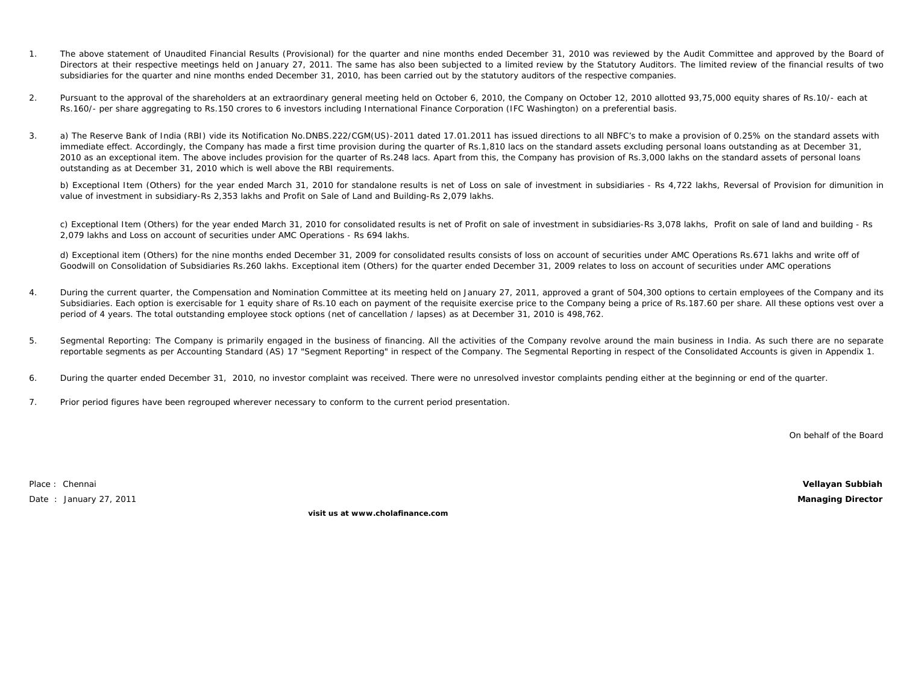1. The above statement of Unaudited Financial Results (Provisional) for the quarter and nine months ended December 31, 2010 was reviewed by the Audit Committee and approved by the Board of Directors at their respective meetings held on January 27, 2011. The same has also been subjected to a limited review by the Statutory Auditors. The limited review of the financial results of two subsidiaries for the quarter and nine months ended December 31, 2010, has been carried out by the statutory auditors of the respective companies.

2. Pursuant to the approval of the shareholders at an extraordinary general meeting held on October 6, 2010, the Company on October 12, 2010 allotted 93,75,000 equity shares of Rs.10/- each at Rs.160/- per share aggregating to Rs.150 crores to 6 investors including International Finance Corporation (IFC Washington) on a preferential basis.

3. a) The Reserve Bank of India (RBI) vide its Notification No.DNBS.222/CGM(US)-2011 dated 17.01.2011 has issued directions to all NBFC's to make a provision of 0.25% on the standard assets with immediate effect. Accordingly, the Company has made a first time provision during the quarter of Rs.1,810 lacs on the standard assets excluding personal loans outstanding as at December 31, 2010 as an exceptional item. The above includes provision for the quarter of Rs.248 lacs. Apart from this, the Company has provision of Rs.3,000 lakhs on the standard assets of personal loans outstanding as at December 31, 2010 which is well above the RBI requirements.

   b) Exceptional Item (Others) for the year ended March 31, 2010 for standalone results is net of Loss on sale of investment in subsidiaries - Rs 4,722 lakhs, Reversal of Provision for dimunition in value of investment in subsidiary-Rs 2,353 lakhs and Profit on Sale of Land and Building-Rs 2,079 lakhs.

   c) Exceptional Item (Others) for the year ended March 31, 2010 for consolidated results is net of Profit on sale of investment in subsidiaries-Rs 3,078 lakhs, Profit on sale of land and building - Rs 2,079 lakhs and Loss on account of securities under AMC Operations - Rs 694 lakhs.

   d) Exceptional item (Others) for the nine months ended December 31, 2009 for consolidated results consists of loss on account of securities under AMC Operations Rs.671 lakhs and write off of Goodwill on Consolidation of Subsidiaries Rs.260 lakhs. Exceptional item (Others) for the quarter ended December 31, 2009 relates to loss on account of securities under AMC operations

4. During the current quarter, the Compensation and Nomination Committee at its meeting held on January 27, 2011, approved a grant of 504,300 options to certain employees of the Company and its Subsidiaries. Each option is exercisable for 1 equity share of Rs.10 each on payment of the requisite exercise price to the Company being a price of Rs.187.60 per share. All these options vest over a period of 4 years. The total outstanding employee stock options (net of cancellation / lapses) as at December 31, 2010 is 498,762.

5. Segmental Reporting: The Company is primarily engaged in the business of financing. All the activities of the Company revolve around the main business in India. As such there are no separate reportable segments as per Accounting Standard (AS) 17 "Segment Reporting" in respect of the Company. The Segmental Reporting in respect of the Consolidated Accounts is given in Appendix 1.

6. During the quarter ended December 31, 2010, no investor complaint was received. There were no unresolved investor complaints pending either at the beginning or end of the quarter.

7. Prior period figures have been regrouped wherever necessary to conform to the current period presentation.

On behalf of the Board

Place : Chennai

Date : January 27, 2011

**Vellayan Subbiah**

**Managing Director**

**visit us at www.cholafinance.com**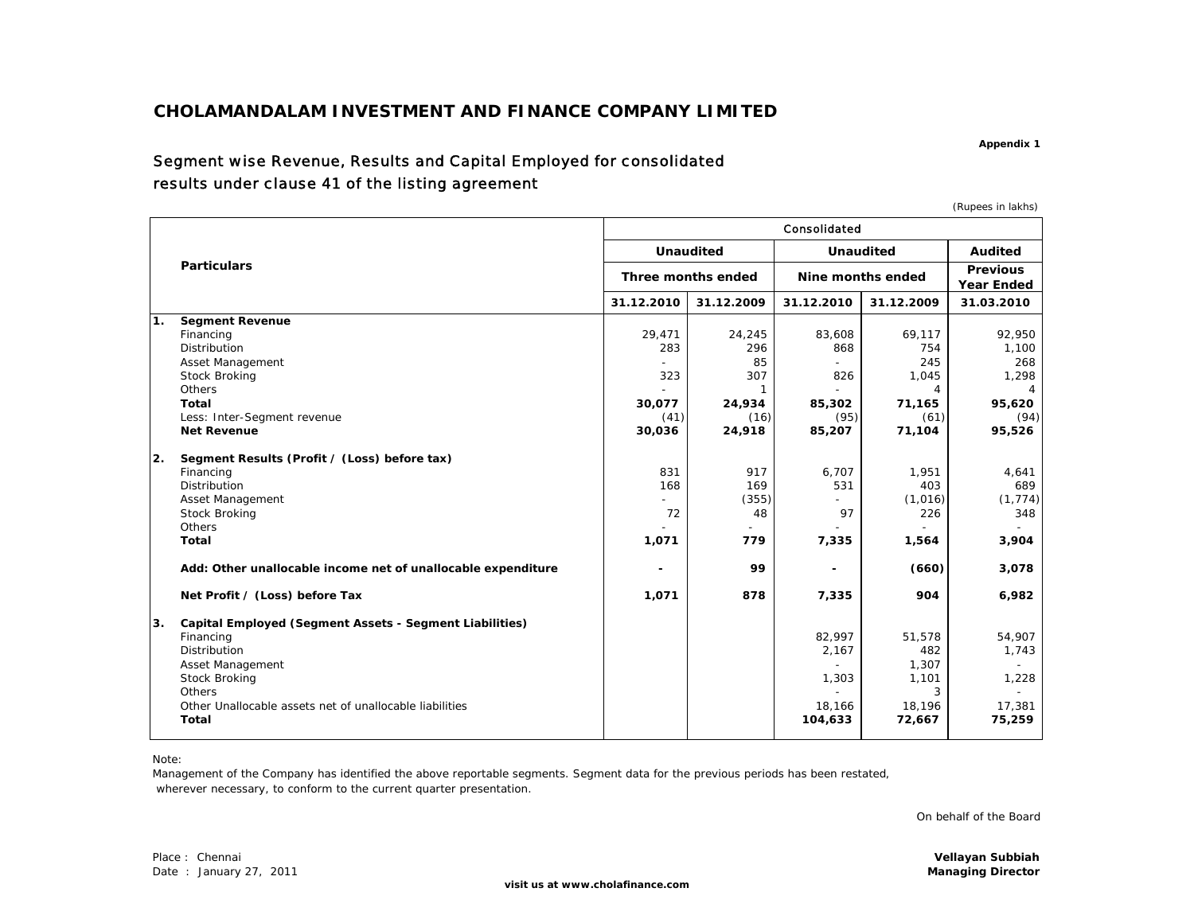# CHOLAMANDALAM INVESTMENT AND FINANCE COMPANY LIMITED

**Appendix 1**

## Segment wise Revenue, Results and Capital Employed for consolidated results under clause 41 of the listing agreement

*(Rupees in lakhs)*

| | Particulars | Consolidated | | | | |
|---|---|---|---|---|---|---|
| | | Unaudited | | Unaudited | | Audited |
| | | Three months ended | | Nine months ended | | Previous Year Ended |
| | | 31.12.2010 | 31.12.2009 | 31.12.2010 | 31.12.2009 | 31.03.2010 |
| **1.** | **Segment Revenue** | | | | | |
| | Financing | 29,471 | 24,245 | 83,608 | 69,117 | 92,950 |
| | Distribution | 283 | 296 | 868 | 754 | 1,100 |
| | Asset Management | - | 85 | - | 245 | 268 |
| | Stock Broking | 323 | 307 | 826 | 1,045 | 1,298 |
| | Others | - | 1 | - | 4 | 4 |
| | **Total** | **30,077** | **24,934** | **85,302** | **71,165** | **95,620** |
| | Less: Inter-Segment revenue | (41) | (16) | (95) | (61) | (94) |
| | **Net Revenue** | **30,036** | **24,918** | **85,207** | **71,104** | **95,526** |
| **2.** | **Segment Results (Profit / (Loss) before tax)** | | | | | |
| | Financing | 831 | 917 | 6,707 | 1,951 | 4,641 |
| | Distribution | 168 | 169 | 531 | 403 | 689 |
| | Asset Management | - | (355) | - | (1,016) | (1,774) |
| | Stock Broking | 72 | 48 | 97 | 226 | 348 |
| | Others | - | - | - | - | - |
| | **Total** | **1,071** | **779** | **7,335** | **1,564** | **3,904** |
| | **Add: Other unallocable income net of unallocable expenditure** | **-** | **99** | **-** | **(660)** | **3,078** |
| | **Net Profit / (Loss) before Tax** | **1,071** | **878** | **7,335** | **904** | **6,982** |
| **3.** | **Capital Employed (Segment Assets - Segment Liabilities)** | | | | | |
| | Financing | | | 82,997 | 51,578 | 54,907 |
| | Distribution | | | 2,167 | 482 | 1,743 |
| | Asset Management | | | - | 1,307 | - |
| | Stock Broking | | | 1,303 | 1,101 | 1,228 |
| | Others | | | - | 3 | - |
| | Other Unallocable assets net of unallocable liabilities | | | 18,166 | 18,196 | 17,381 |
| | **Total** | | | **104,633** | **72,667** | **75,259** |

Note:
Management of the Company has identified the above reportable segments. Segment data for the previous periods has been restated, wherever necessary, to conform to the current quarter presentation.

On behalf of the Board

Place : Chennai
Date : January 27, 2011

**Vellayan Subbiah**
**Managing Director**

**visit us at www.cholafinance.com**